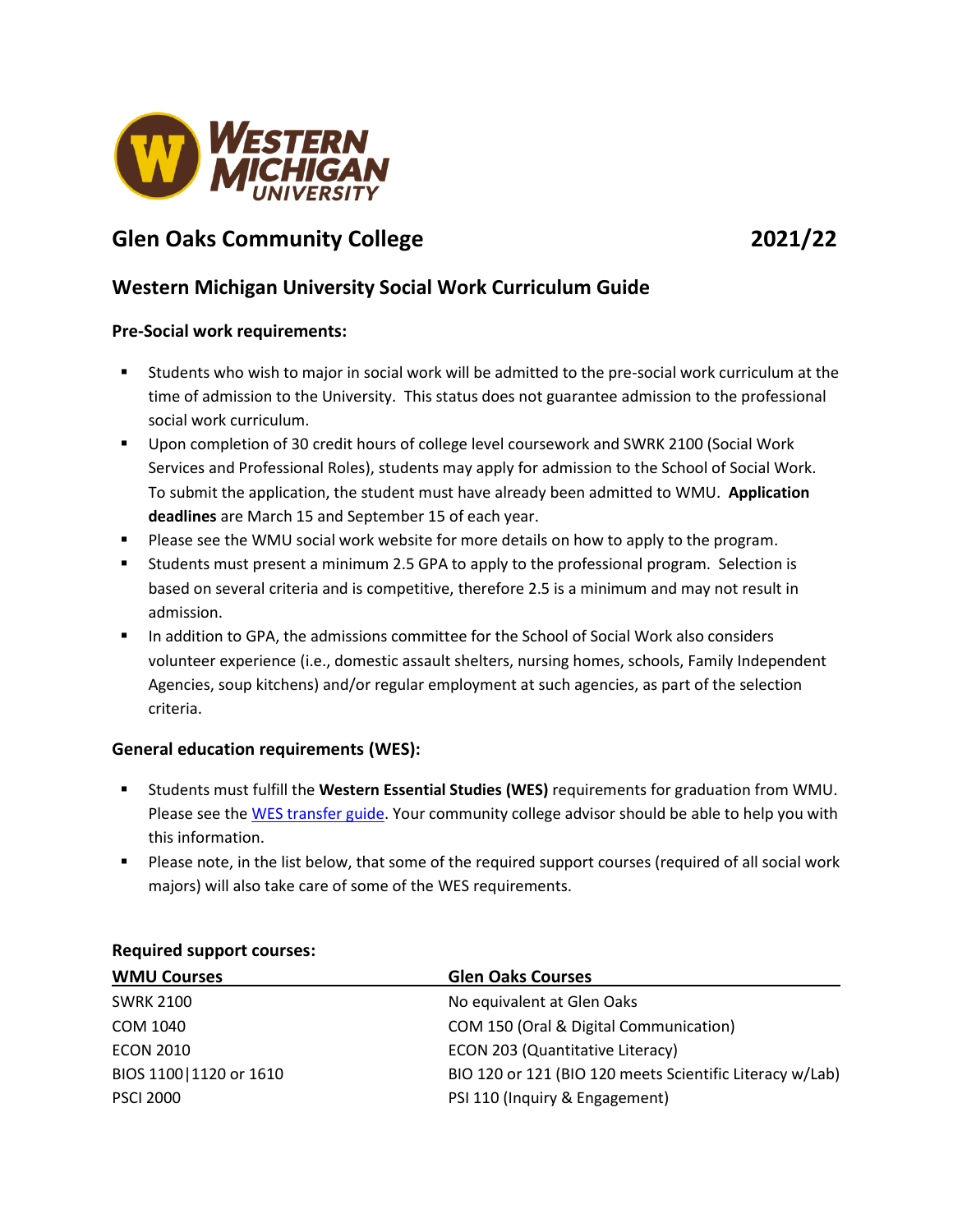# Glen Oaks Community College 2021/22

## Western Michigan University Social Work Curriculum Guide

### Pre-Social work requirements:

- Students who wish to major in social work will be admitted to the pre-social work curriculum at the time of admission to the University. This status does not guarantee admission to the professional social work curriculum.
- Upon completion of 30 credit hours of college level coursework and SWRK 2100 (Social Work Services and Professional Roles), students may apply for admission to the School of Social Work. To submit the application, the student must have already been admitted to WMU. **Application deadlines** are March 15 and September 15 of each year.
- Please see the WMU social work website for more details on how to apply to the program.
- Students must present a minimum 2.5 GPA to apply to the professional program. Selection is based on several criteria and is competitive, therefore 2.5 is a minimum and may not result in admission.
- In addition to GPA, the admissions committee for the School of Social Work also considers volunteer experience (i.e., domestic assault shelters, nursing homes, schools, Family Independent Agencies, soup kitchens) and/or regular employment at such agencies, as part of the selection criteria.

### General education requirements (WES):

- Students must fulfill the **Western Essential Studies (WES)** requirements for graduation from WMU. Please see the WES transfer guide. Your community college advisor should be able to help you with this information.
- Please note, in the list below, that some of the required support courses (required of all social work majors) will also take care of some of the WES requirements.

### Required support courses:

| WMU Courses | Glen Oaks Courses |
|---|---|
| SWRK 2100 | No equivalent at Glen Oaks |
| COM 1040 | COM 150 (Oral & Digital Communication) |
| ECON 2010 | ECON 203 (Quantitative Literacy) |
| BIOS 1100\|1120 or 1610 | BIO 120 or 121 (BIO 120 meets Scientific Literacy w/Lab) |
| PSCI 2000 | PSI 110 (Inquiry & Engagement) |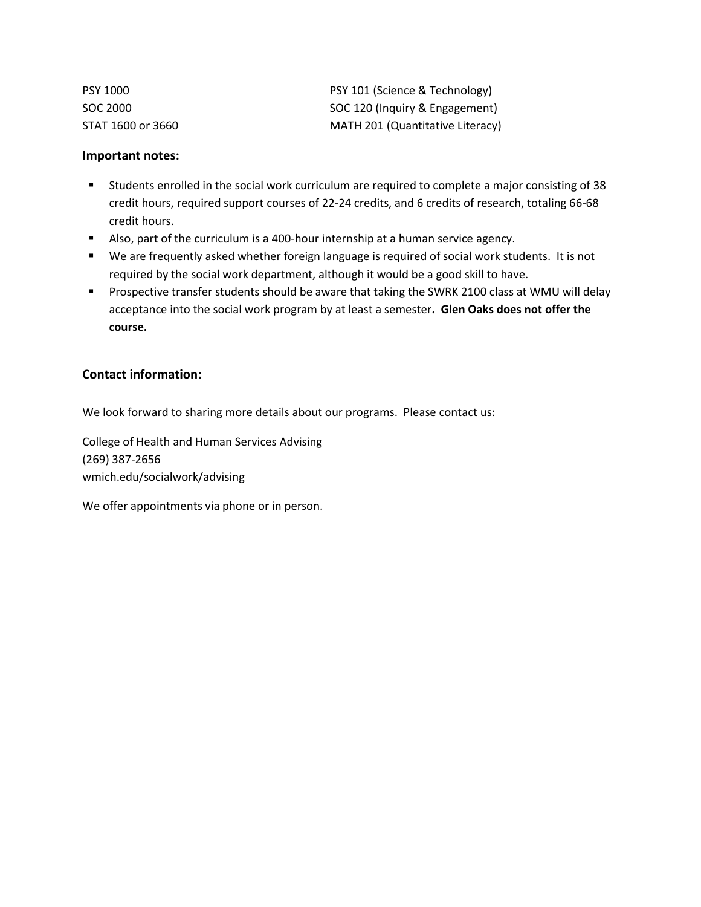| | |
|---|---|
| PSY 1000 | PSY 101 (Science & Technology) |
| SOC 2000 | SOC 120 (Inquiry & Engagement) |
| STAT 1600 or 3660 | MATH 201 (Quantitative Literacy) |

### Important notes:

- Students enrolled in the social work curriculum are required to complete a major consisting of 38 credit hours, required support courses of 22-24 credits, and 6 credits of research, totaling 66-68 credit hours.
- Also, part of the curriculum is a 400-hour internship at a human service agency.
- We are frequently asked whether foreign language is required of social work students. It is not required by the social work department, although it would be a good skill to have.
- Prospective transfer students should be aware that taking the SWRK 2100 class at WMU will delay acceptance into the social work program by at least a semester**. Glen Oaks does not offer the course.**

### Contact information:

We look forward to sharing more details about our programs. Please contact us:

College of Health and Human Services Advising
(269) 387-2656
wmich.edu/socialwork/advising

We offer appointments via phone or in person.